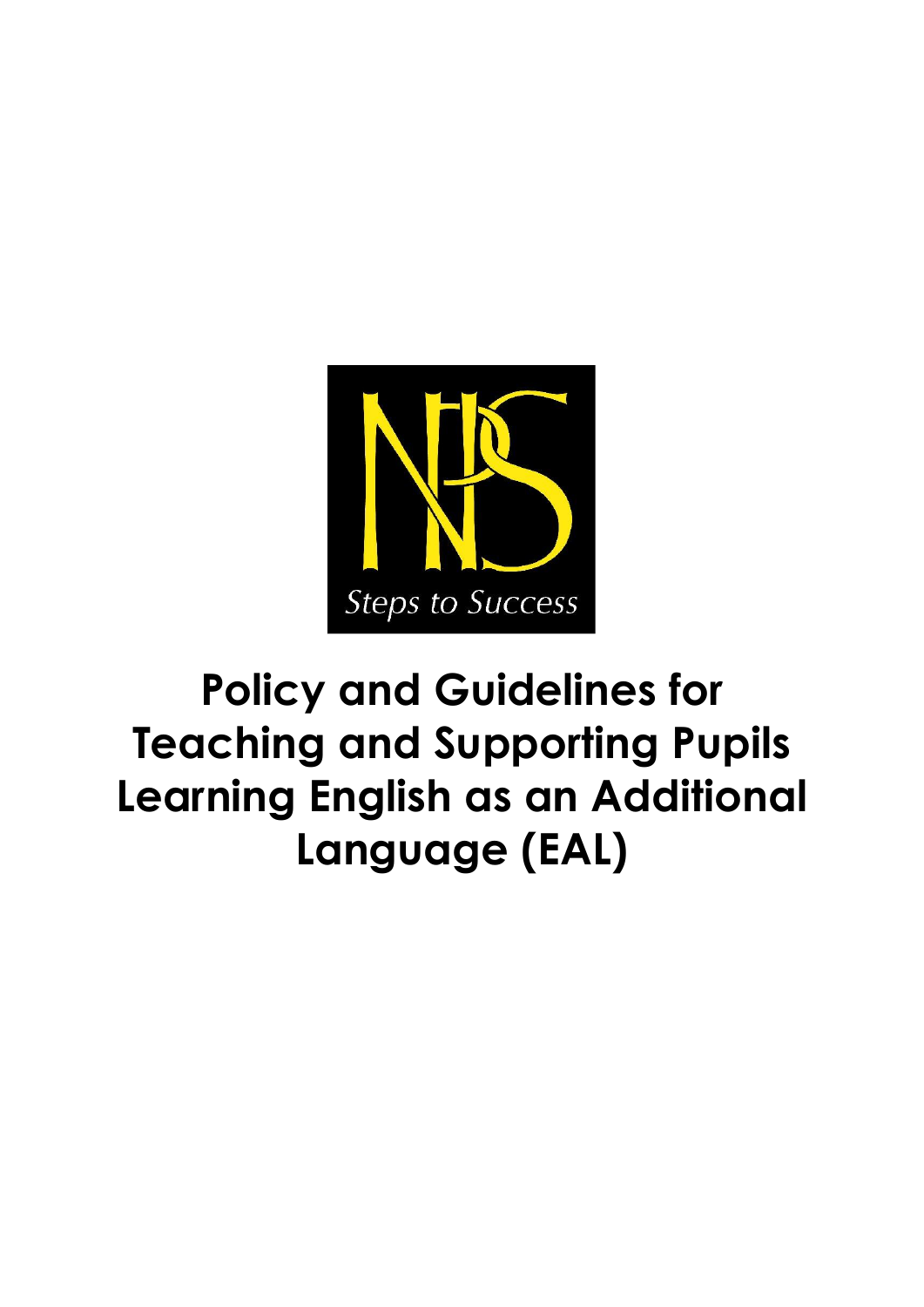Steps to Success

# Policy and Guidelines for Teaching and Supporting Pupils Learning English as an Additional Language (EAL)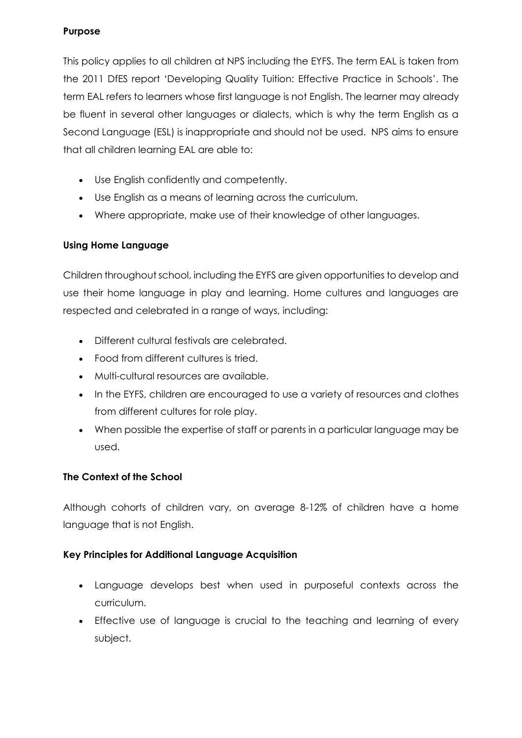**Purpose**

This policy applies to all children at NPS including the EYFS. The term EAL is taken from the 2011 DfES report 'Developing Quality Tuition: Effective Practice in Schools'. The term EAL refers to learners whose first language is not English. The learner may already be fluent in several other languages or dialects, which is why the term English as a Second Language (ESL) is inappropriate and should not be used. NPS aims to ensure that all children learning EAL are able to:

- Use English confidently and competently.
- Use English as a means of learning across the curriculum.
- Where appropriate, make use of their knowledge of other languages.

**Using Home Language**

Children throughout school, including the EYFS are given opportunities to develop and use their home language in play and learning. Home cultures and languages are respected and celebrated in a range of ways, including:

- Different cultural festivals are celebrated.
- Food from different cultures is tried.
- Multi-cultural resources are available.
- In the EYFS, children are encouraged to use a variety of resources and clothes from different cultures for role play.
- When possible the expertise of staff or parents in a particular language may be used.

**The Context of the School**

Although cohorts of children vary, on average 8-12% of children have a home language that is not English.

**Key Principles for Additional Language Acquisition**

- Language develops best when used in purposeful contexts across the curriculum.
- Effective use of language is crucial to the teaching and learning of every subject.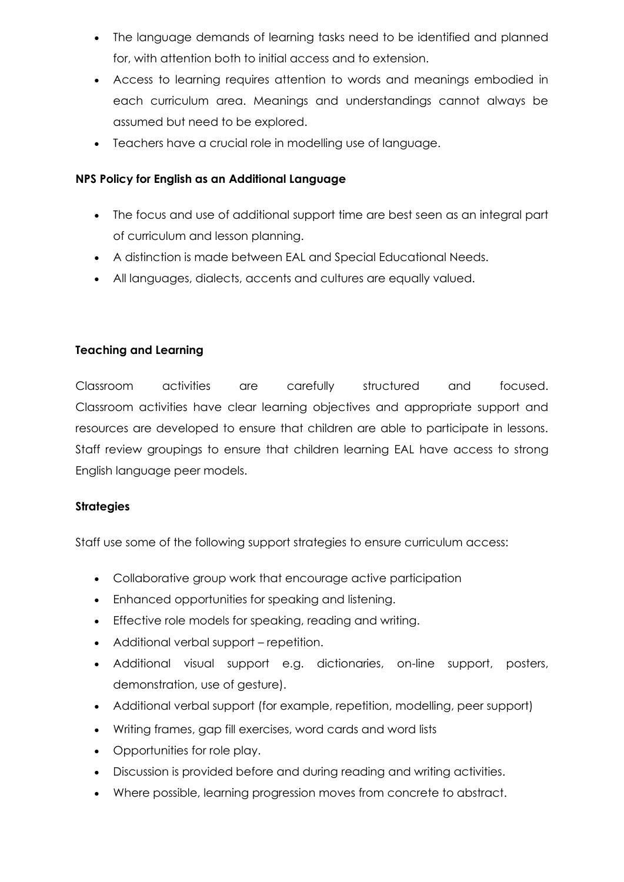- The language demands of learning tasks need to be identified and planned for, with attention both to initial access and to extension.
- Access to learning requires attention to words and meanings embodied in each curriculum area. Meanings and understandings cannot always be assumed but need to be explored.
- Teachers have a crucial role in modelling use of language.

**NPS Policy for English as an Additional Language**

- The focus and use of additional support time are best seen as an integral part of curriculum and lesson planning.
- A distinction is made between EAL and Special Educational Needs.
- All languages, dialects, accents and cultures are equally valued.

**Teaching and Learning**

Classroom activities are carefully structured and focused. Classroom activities have clear learning objectives and appropriate support and resources are developed to ensure that children are able to participate in lessons. Staff review groupings to ensure that children learning EAL have access to strong English language peer models.

**Strategies**

Staff use some of the following support strategies to ensure curriculum access:

- Collaborative group work that encourage active participation
- Enhanced opportunities for speaking and listening.
- Effective role models for speaking, reading and writing.
- Additional verbal support – repetition.
- Additional visual support e.g. dictionaries, on-line support, posters, demonstration, use of gesture).
- Additional verbal support (for example, repetition, modelling, peer support)
- Writing frames, gap fill exercises, word cards and word lists
- Opportunities for role play.
- Discussion is provided before and during reading and writing activities.
- Where possible, learning progression moves from concrete to abstract.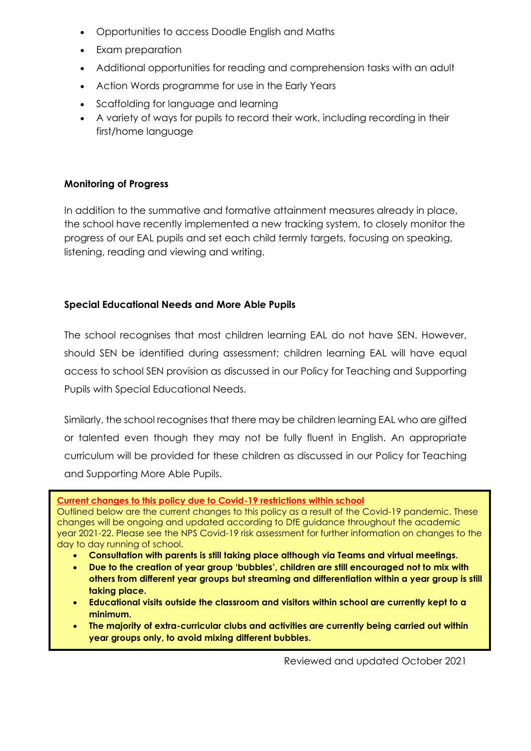- Opportunities to access Doodle English and Maths
- Exam preparation
- Additional opportunities for reading and comprehension tasks with an adult
- Action Words programme for use in the Early Years
- Scaffolding for language and learning
- A variety of ways for pupils to record their work, including recording in their first/home language

### Monitoring of Progress

In addition to the summative and formative attainment measures already in place, the school have recently implemented a new tracking system, to closely monitor the progress of our EAL pupils and set each child termly targets, focusing on speaking, listening, reading and viewing and writing.

### Special Educational Needs and More Able Pupils

The school recognises that most children learning EAL do not have SEN. However, should SEN be identified during assessment; children learning EAL will have equal access to school SEN provision as discussed in our Policy for Teaching and Supporting Pupils with Special Educational Needs.

Similarly, the school recognises that there may be children learning EAL who are gifted or talented even though they may not be fully fluent in English. An appropriate curriculum will be provided for these children as discussed in our Policy for Teaching and Supporting More Able Pupils.

**Current changes to this policy due to Covid-19 restrictions within school**

Outlined below are the current changes to this policy as a result of the Covid-19 pandemic. These changes will be ongoing and updated according to DfE guidance throughout the academic year 2021-22. Please see the NPS Covid-19 risk assessment for further information on changes to the day to day running of school.

- **Consultation with parents is still taking place although via Teams and virtual meetings.**
- **Due to the creation of year group 'bubbles', children are still encouraged not to mix with others from different year groups but streaming and differentiation within a year group is still taking place.**
- **Educational visits outside the classroom and visitors within school are currently kept to a minimum.**
- **The majority of extra-curricular clubs and activities are currently being carried out within year groups only, to avoid mixing different bubbles.**

Reviewed and updated October 2021